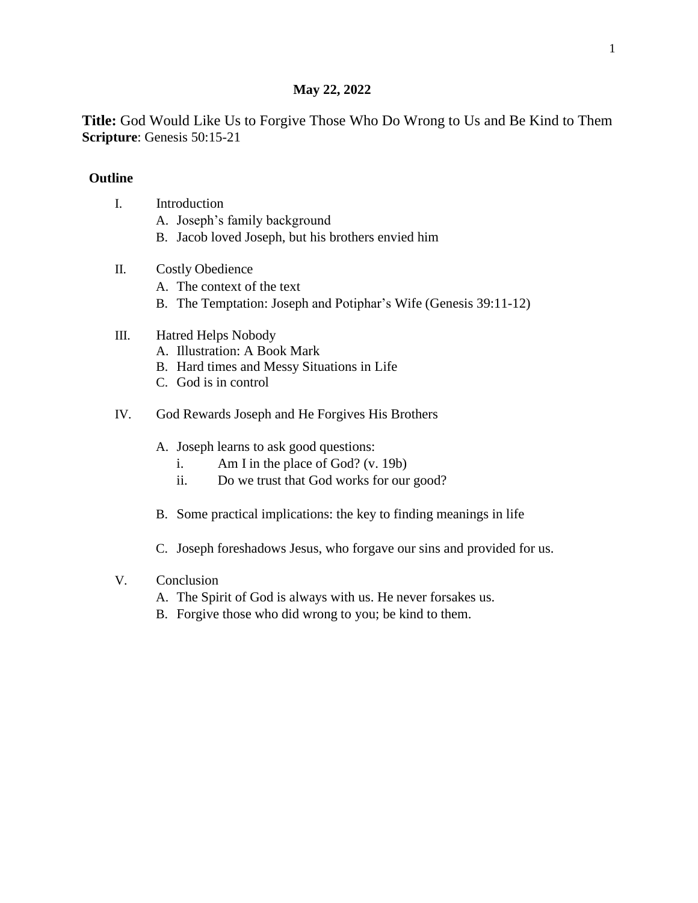**May 22, 2022**

**Title:** God Would Like Us to Forgive Those Who Do Wrong to Us and Be Kind to Them
**Scripture**: Genesis 50:15-21

**Outline**

I. Introduction
   A. Joseph's family background
   B. Jacob loved Joseph, but his brothers envied him

II. Costly Obedience
   A. The context of the text
   B. The Temptation: Joseph and Potiphar's Wife (Genesis 39:11-12)

III. Hatred Helps Nobody
   A. Illustration: A Book Mark
   B. Hard times and Messy Situations in Life
   C. God is in control

IV. God Rewards Joseph and He Forgives His Brothers

   A. Joseph learns to ask good questions:
      i. Am I in the place of God? (v. 19b)
      ii. Do we trust that God works for our good?

   B. Some practical implications: the key to finding meanings in life

   C. Joseph foreshadows Jesus, who forgave our sins and provided for us.

V. Conclusion
   A. The Spirit of God is always with us. He never forsakes us.
   B. Forgive those who did wrong to you; be kind to them.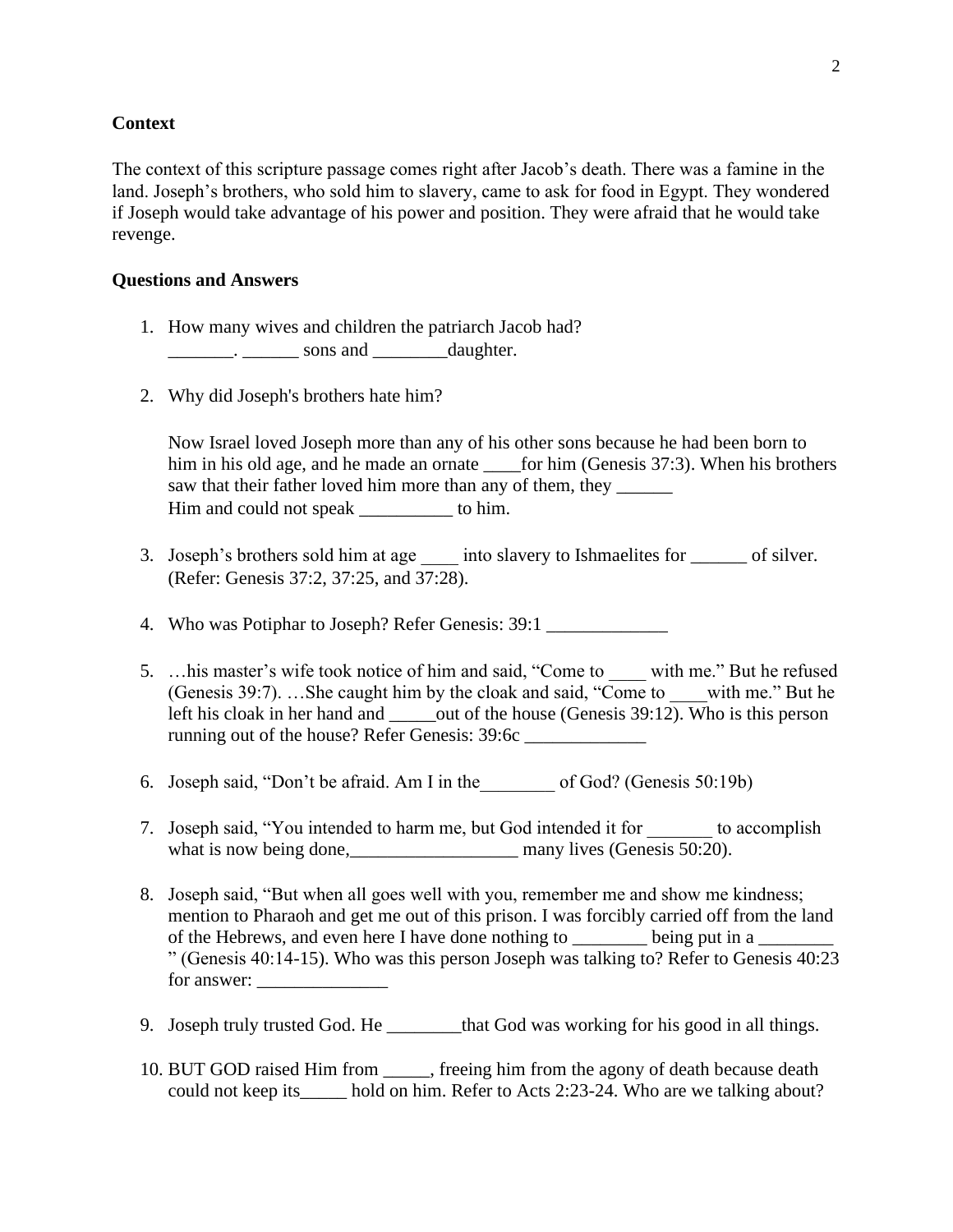**Context**

The context of this scripture passage comes right after Jacob's death. There was a famine in the land. Joseph's brothers, who sold him to slavery, came to ask for food in Egypt. They wondered if Joseph would take advantage of his power and position. They were afraid that he would take revenge.

**Questions and Answers**

1. How many wives and children the patriarch Jacob had?
   _______. ______ sons and ________daughter.

2. Why did Joseph's brothers hate him?

   Now Israel loved Joseph more than any of his other sons because he had been born to him in his old age, and he made an ornate ____for him (Genesis 37:3). When his brothers saw that their father loved him more than any of them, they ______
   Him and could not speak __________ to him.

3. Joseph's brothers sold him at age ____ into slavery to Ishmaelites for ______ of silver. (Refer: Genesis 37:2, 37:25, and 37:28).

4. Who was Potiphar to Joseph? Refer Genesis: 39:1 _____________

5. …his master's wife took notice of him and said, "Come to ____ with me." But he refused (Genesis 39:7). …She caught him by the cloak and said, "Come to ____with me." But he left his cloak in her hand and _____out of the house (Genesis 39:12). Who is this person running out of the house? Refer Genesis: 39:6c _____________

6. Joseph said, "Don't be afraid. Am I in the________ of God? (Genesis 50:19b)

7. Joseph said, "You intended to harm me, but God intended it for _______ to accomplish what is now being done,__________________ many lives (Genesis 50:20).

8. Joseph said, "But when all goes well with you, remember me and show me kindness; mention to Pharaoh and get me out of this prison. I was forcibly carried off from the land of the Hebrews, and even here I have done nothing to ________ being put in a ________" (Genesis 40:14-15). Who was this person Joseph was talking to? Refer to Genesis 40:23 for answer: ______________

9. Joseph truly trusted God. He ________that God was working for his good in all things.

10. BUT GOD raised Him from _____, freeing him from the agony of death because death could not keep its_____ hold on him. Refer to Acts 2:23-24. Who are we talking about?